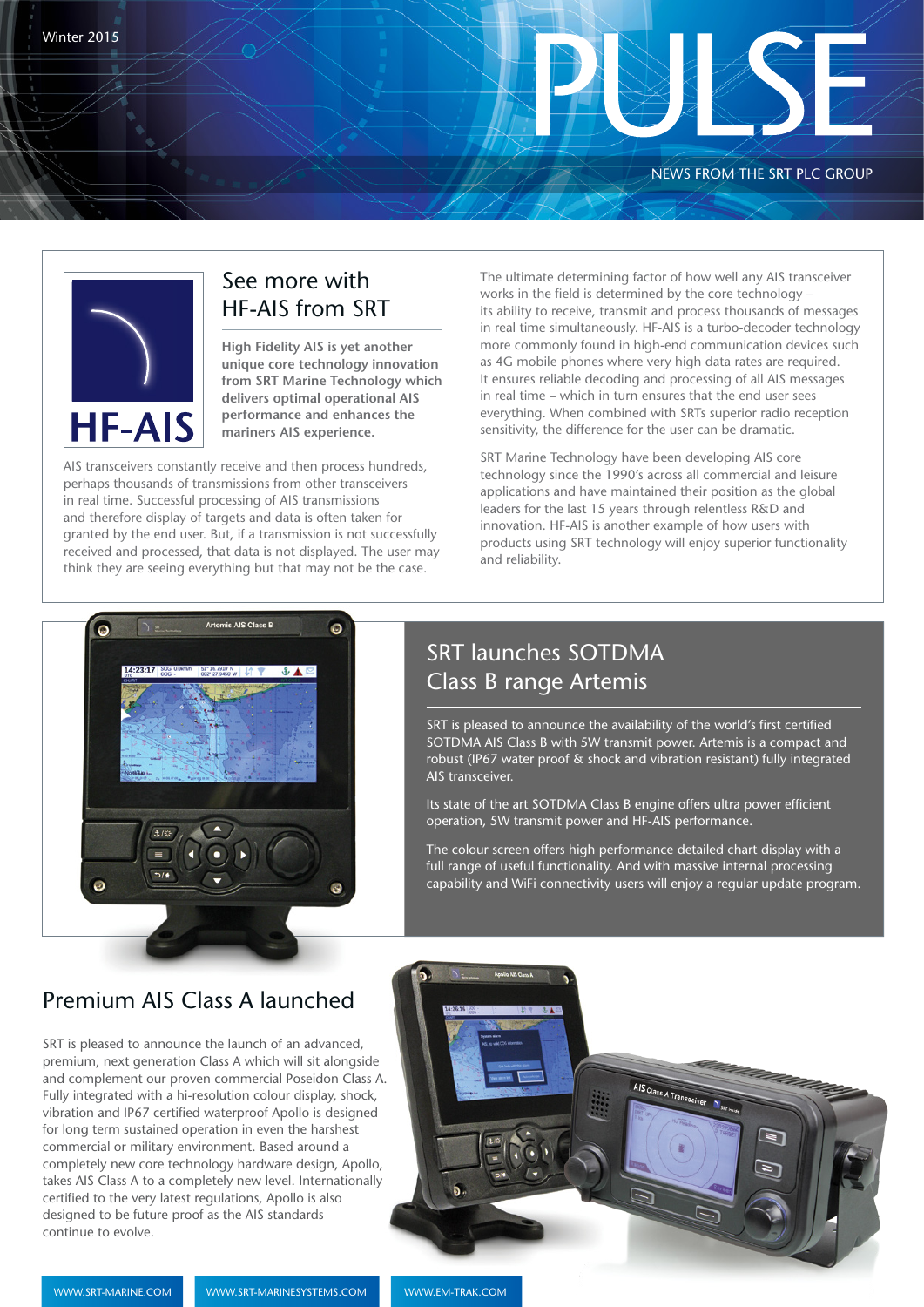Winter 2015

# PULSE

NEWS FROM THE SRT PLC GROUP

HF-AIS

## See more with HF-AIS from SRT

**High Fidelity AIS is yet another unique core technology innovation from SRT Marine Technology which delivers optimal operational AIS performance and enhances the mariners AIS experience.**

AIS transceivers constantly receive and then process hundreds, perhaps thousands of transmissions from other transceivers in real time. Successful processing of AIS transmissions and therefore display of targets and data is often taken for granted by the end user. But, if a transmission is not successfully received and processed, that data is not displayed. The user may think they are seeing everything but that may not be the case.

The ultimate determining factor of how well any AIS transceiver works in the field is determined by the core technology – its ability to receive, transmit and process thousands of messages in real time simultaneously. HF-AIS is a turbo-decoder technology more commonly found in high-end communication devices such as 4G mobile phones where very high data rates are required. It ensures reliable decoding and processing of all AIS messages in real time – which in turn ensures that the end user sees everything. When combined with SRTs superior radio reception sensitivity, the difference for the user can be dramatic.

SRT Marine Technology have been developing AIS core technology since the 1990's across all commercial and leisure applications and have maintained their position as the global leaders for the last 15 years through relentless R&D and innovation. HF-AIS is another example of how users with products using SRT technology will enjoy superior functionality and reliability.

## SRT launches SOTDMA Class B range Artemis

SRT is pleased to announce the availability of the world's first certified SOTDMA AIS Class B with 5W transmit power. Artemis is a compact and robust (IP67 water proof & shock and vibration resistant) fully integrated AIS transceiver.

Its state of the art SOTDMA Class B engine offers ultra power efficient operation, 5W transmit power and HF-AIS performance.

The colour screen offers high performance detailed chart display with a full range of useful functionality. And with massive internal processing capability and WiFi connectivity users will enjoy a regular update program.

## Premium AIS Class A launched

SRT is pleased to announce the launch of an advanced, premium, next generation Class A which will sit alongside and complement our proven commercial Poseidon Class A. Fully integrated with a hi-resolution colour display, shock, vibration and IP67 certified waterproof Apollo is designed for long term sustained operation in even the harshest commercial or military environment. Based around a completely new core technology hardware design, Apollo, takes AIS Class A to a completely new level. Internationally certified to the very latest regulations, Apollo is also designed to be future proof as the AIS standards continue to evolve.

WWW.SRT-MARINE.COM | WWW.SRT-MARINESYSTEMS.COM | WWW.EM-TRAK.COM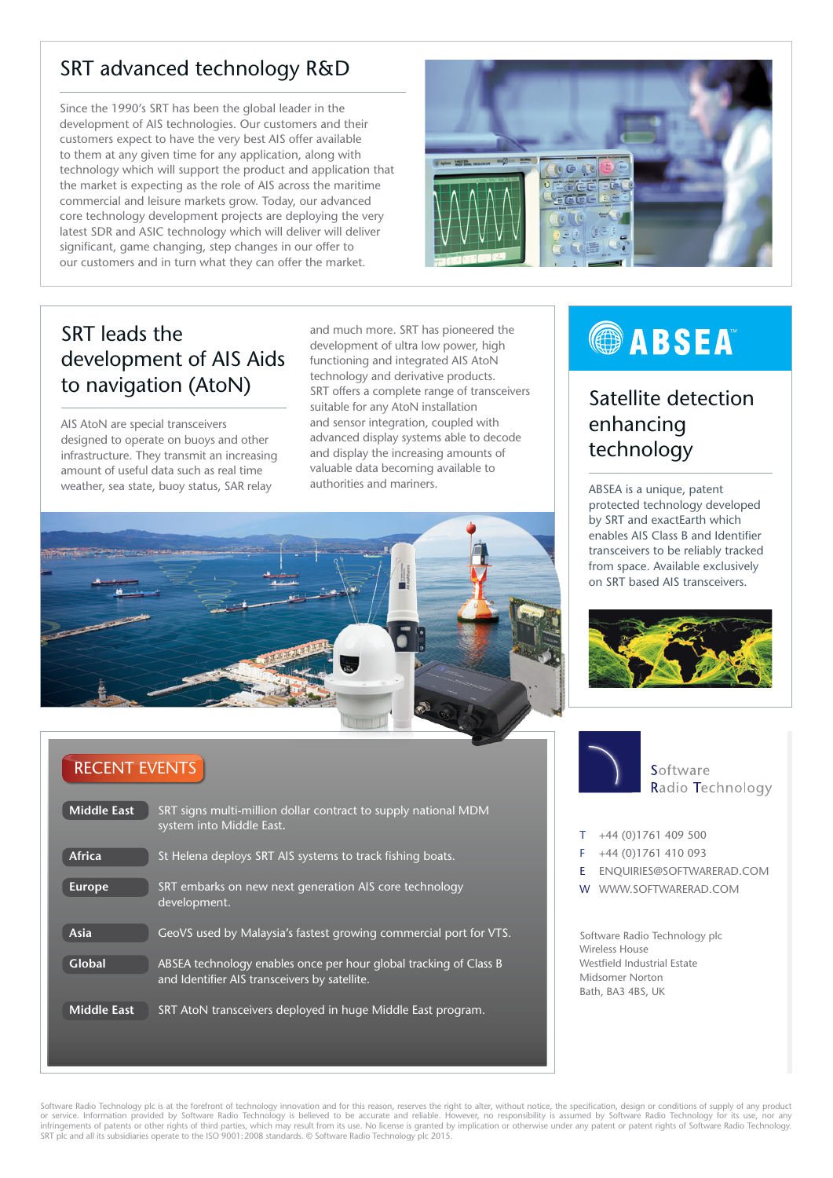## SRT advanced technology R&D

Since the 1990's SRT has been the global leader in the development of AIS technologies. Our customers and their customers expect to have the very best AIS offer available to them at any given time for any application, along with technology which will support the product and application that the market is expecting as the role of AIS across the maritime commercial and leisure markets grow. Today, our advanced core technology development projects are deploying the very latest SDR and ASIC technology which will deliver will deliver significant, game changing, step changes in our offer to our customers and in turn what they can offer the market.

## SRT leads the development of AIS Aids to navigation (AtoN)

AIS AtoN are special transceivers designed to operate on buoys and other infrastructure. They transmit an increasing amount of useful data such as real time weather, sea state, buoy status, SAR relay and much more. SRT has pioneered the development of ultra low power, high functioning and integrated AIS AtoN technology and derivative products. SRT offers a complete range of transceivers suitable for any AtoN installation and sensor integration, coupled with advanced display systems able to decode and display the increasing amounts of valuable data becoming available to authorities and mariners.

**ABSEA™**

## Satellite detection enhancing technology

ABSEA is a unique, patent protected technology developed by SRT and exactEarth which enables AIS Class B and Identifier transceivers to be reliably tracked from space. Available exclusively on SRT based AIS transceivers.

## RECENT EVENTS

| | |
|---|---|
| **Middle East** | SRT signs multi-million dollar contract to supply national MDM system into Middle East. |
| **Africa** | St Helena deploys SRT AIS systems to track fishing boats. |
| **Europe** | SRT embarks on new next generation AIS core technology development. |
| **Asia** | GeoVS used by Malaysia's fastest growing commercial port for VTS. |
| **Global** | ABSEA technology enables once per hour global tracking of Class B and Identifier AIS transceivers by satellite. |
| **Middle East** | SRT AtoN transceivers deployed in huge Middle East program. |

Software Radio Technology

T +44 (0)1761 409 500
F +44 (0)1761 410 093
E ENQUIRIES@SOFTWARERAD.COM
W WWW.SOFTWARERAD.COM

Software Radio Technology plc
Wireless House
Westfield Industrial Estate
Midsomer Norton
Bath, BA3 4BS, UK

Software Radio Technology plc is at the forefront of technology innovation and for this reason, reserves the right to alter, without notice, the specification, design or conditions of supply of any product or service. Information provided by Software Radio Technology is believed to be accurate and reliable. However, no responsibility is assumed by Software Radio Technology for its use, nor any infringements of patents or other rights of third parties, which may result from its use. No license is granted by implication or otherwise under any patent or patent rights of Software Radio Technology. SRT plc and all its subsidiaries operate to the ISO 9001:2008 standards. © Software Radio Technology plc 2015.